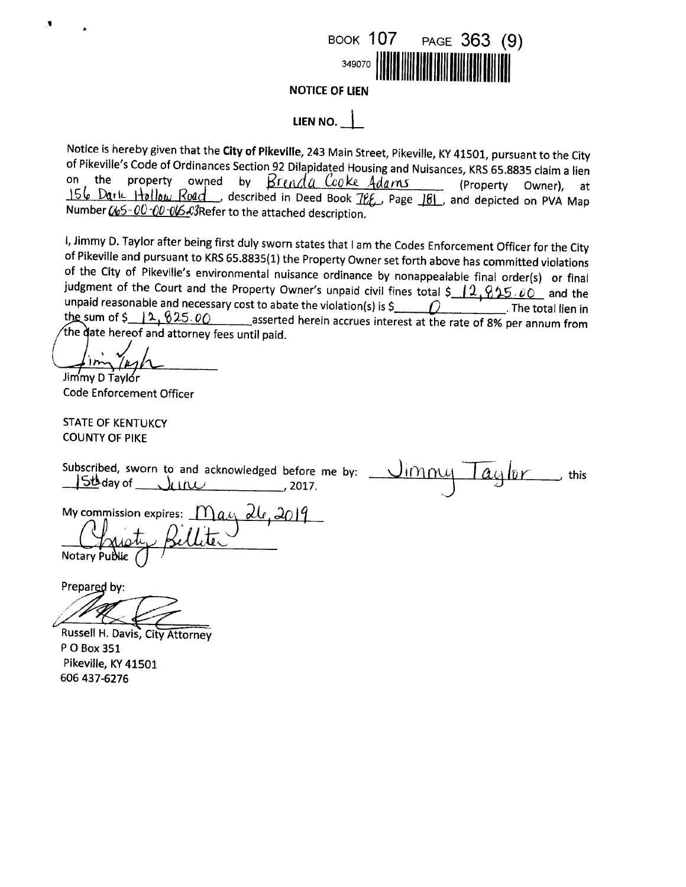BOOK 107 PAGE 363 (9)

349070

**NOTICE OF LIEN**

**LIEN NO. 1**

Notice is hereby given that the **City of Pikeville**, 243 Main Street, Pikeville, KY 41501, pursuant to the City of Pikeville's Code of Ordinances Section 92 Dilapidated Housing and Nuisances, KRS 65.8835 claim a lien on the property owned by Brenda Cooke Adams (Property Owner), at 156 Dark Hollow Road, described in Deed Book 766, Page 181, and depicted on PVA Map Number 065-00-00-065.03 Refer to the attached description.

I, Jimmy D. Taylor after being first duly sworn states that I am the Codes Enforcement Officer for the City of Pikeville and pursuant to KRS 65.8835(1) the Property Owner set forth above has committed violations of the City of Pikeville's environmental nuisance ordinance by nonappealable final order(s) or final judgment of the Court and the Property Owner's unpaid civil fines total $ 12,825.00 and the unpaid reasonable and necessary cost to abate the violation(s) is $ 0. The total lien in the sum of $ 12,825.00 asserted herein accrues interest at the rate of 8% per annum from the date hereof and attorney fees until paid.

Jimmy D Taylor
Code Enforcement Officer

STATE OF KENTUKCY
COUNTY OF PIKE

Subscribed, sworn to and acknowledged before me by: Jimmy Taylor, this 15th day of June, 2017.

My commission expires: May 26, 2019

Christy Billiter
Notary Public

Prepared by:

Russell H. Davis, City Attorney
P O Box 351
Pikeville, KY 41501
606 437-6276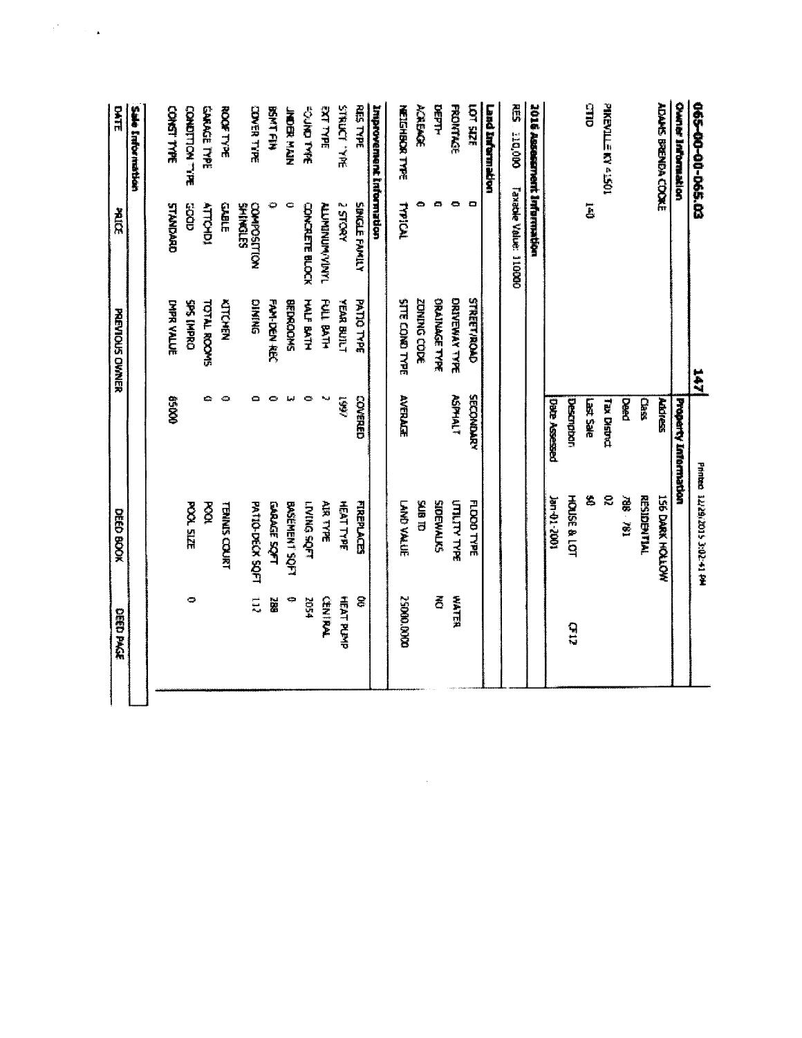## 065-00-00-065.03

147

Printed 12/29/2015 3:02:41 PM

### Owner Information

ADAMS BRENDA COOKE

PIKEVILLE KY 41501

CTID 140

### Property Information

| | |
|---|---|
| Address | 156 DARK HOLLOW |
| Class | RESIDENTIAL |
| Deed | 788 761 |
| Tax District | 02 |
| Last Sale | $0 |
| Description | HOUSE & LOT CF12 |
| Date Assessed | Jan-01-2001 |

### 2016 Assessment Information

RES 110,000 Taxable Value: 110000

### Land Information

| | | | | | |
|---|---|---|---|---|---|
| LOT SIZE | 0 | STREET/ROAD | SECONDARY | FLOOD TYPE | |
| FRONTAGE | 0 | DRIVEWAY TYPE | ASPHALT | UTILITY TYPE | WATER |
| DEPTH | 0 | DRAINAGE TYPE | | SIDEWALKS | NO |
| ACREAGE | 0 | ZONING CODE | | SUB ID | |
| NEIGHBOR TYPE | TYPICAL | SITE COND TYPE | AVERAGE | LAND VALUE | 25000.0000 |

### Improvement Information

| | | | | | |
|---|---|---|---|---|---|
| RES TYPE | SINGLE FAMILY | PATIO TYPE | COVERED | FIREPLACES | 00 |
| STRUCT TYPE | 2 STORY | YEAR BUILT | 1997 | HEAT TYPE | HEAT PUMP |
| EXT TYPE | ALUMINUM/VINYL | FULL BATH | 2 | AIR TYPE | CENTRAL |
| FOUND TYPE | CONCRETE BLOCK | HALF BATH | 0 | LIVING SQFT | 2054 |
| UNDER MAIN | 0 | BEDROOMS | 3 | BASEMENT SQFT | 0 |
| BSMT FIN | 0 | FAM-DEN REC | 0 | GARAGE SQFT | 288 |
| COVER TYPE | COMPOSITION SHINGLES | DINING | 0 | PATIO-DECK SQFT | 112 |
| ROOF TYPE | GABLE | KITCHEN | 0 | TENNIS COURT | |
| GARAGE TYPE | ATTCHD1 | TOTAL ROOMS | 0 | POOL | |
| CONDITION TYPE | GOOD | SPS IMPRO | | POOL SIZE | 0 |
| CONST TYPE | STANDARD | IMPR VALUE | 85000 | | |

### Sale Information

| DATE | PRICE | PREVIOUS OWNER | DEED BOOK | DEED PAGE |
|---|---|---|---|---|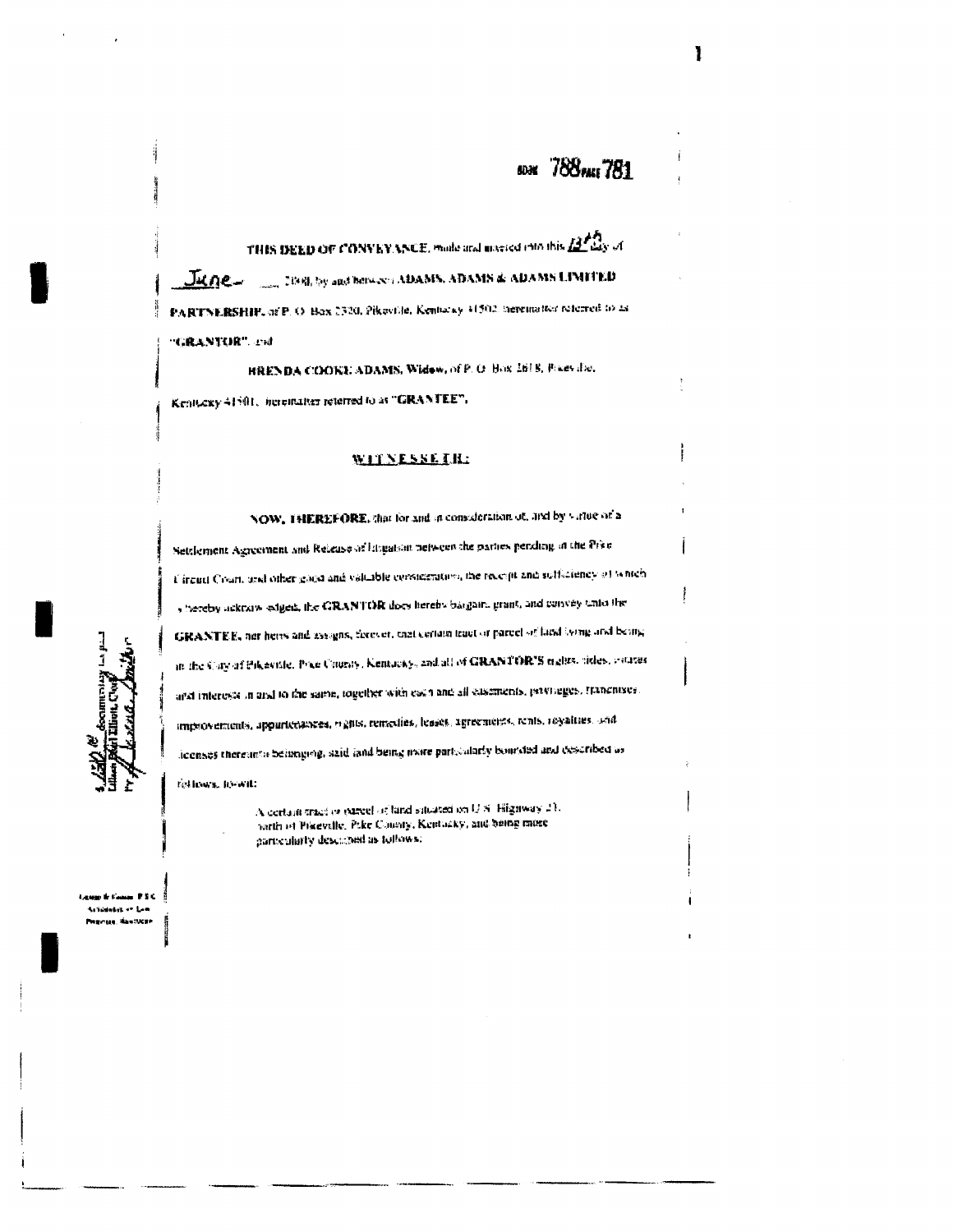BOOK 788 PAGE 781

THIS DEED OF CONVEYANCE, made and entered into this 13th day of June, 2008, by and between ADAMS, ADAMS & ADAMS LIMITED PARTNERSHIP, of P. O. Box 2320, Pikeville, Kentucky 41502, hereinafter referred to as "GRANTOR", and

BRENDA COOKE ADAMS, Widow, of P. O. Box 2618, Pikeville, Kentucky 41501, hereinafter referred to as "GRANTEE",

**WITNESSETH:**

NOW, THEREFORE, that for and in consideration of, and by virtue of a Settlement Agreement and Release of litigation between the parties pending in the Pike Circuit Court, and other good and valuable consideration, the receipt and sufficiency of which is hereby acknowledged, the GRANTOR does hereby bargain, grant, and convey unto the GRANTEE, her heirs and assigns, forever, that certain tract or parcel of land lying and being in the City of Pikeville, Pike County, Kentucky, and all of GRANTOR'S rights, titles, estates and interests in and to the same, together with each and all easements, privileges, franchises, improvements, appurtenances, rights, remedies, leases, agreements, rents, royalties, and licenses thereunto belonging, said land being more particularly bounded and described as follows, to-wit:

> A certain tract or parcel of land situated on U.S. Highway 23, north of Pikeville, Pike County, Kentucky, and being more particularly described as follows:

$ 1.50 documentary tax paid
Lillian Elliott, Clerk
by Brenda Smith D.C.

Lawson & Lawson P.S.C.
Attorneys at Law
Pikeville, Kentucky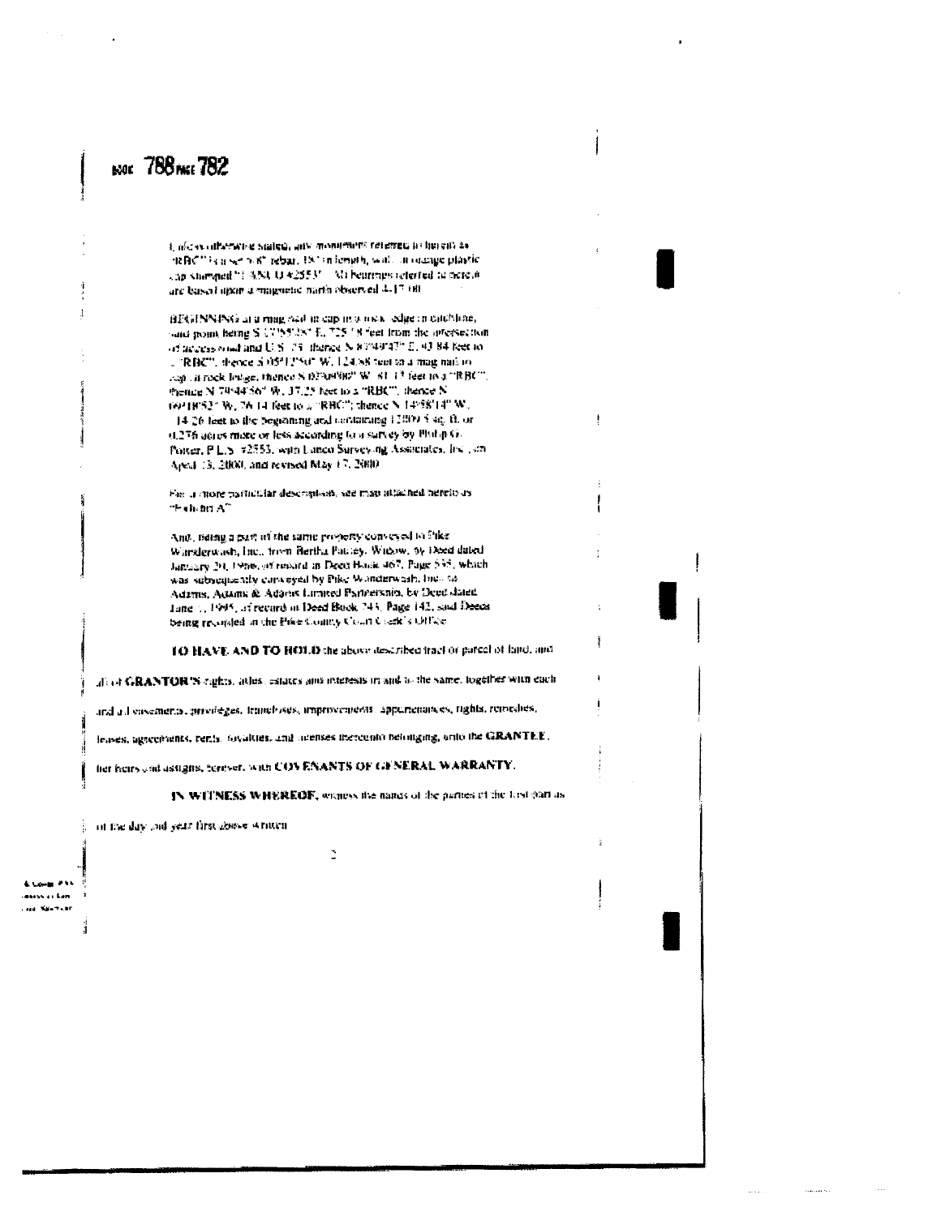BOOK 788 PAGE 782

Unless otherwise stated, any monument referred to herein as "RBC" is a set 5/8" rebar, 18" in length, with an orange plastic cap stamped "LANCO #2553". All bearings referred to herein are based upon a magnetic north observed 4-17-00.

BEGINNING at a mag nail in cap in a rock ledge in catchline, said point being S 17°55'28" E, 725.18 feet from the intersection of access road and U.S. 23; thence N 87°49'47" E, 93.84 feet to a "RBC"; thence S 05°12'50" W, 124.88 feet to a mag nail in cap in rock ledge; thence N 87°49'02" W, 81.13 feet to a "RBC"; thence N 79°44'56" W, 37.25 feet to a "RBC"; thence N 09°18'52" W, 76.14 feet to a "RBC"; thence N 14°58'14" W, 14.26 feet to the beginning and containing 12009.5 sq. ft. or 0.276 acres more or less according to a survey by Philip G. Porter, P.L.S. #2553, with Lanco Surveying Associates, Inc., on April 13, 2000, and revised May 17, 2000.

For a more particular description, see map attached hereto as "Exhibit A".

And, being a part of the same property conveyed to Pike Wanderwash, Inc., from Bertha Pauley, Widow, by Deed dated January 20, 1986, of record in Deed Book 667, Page 535, which was subsequently conveyed by Pike Wanderwash, Inc., to Adams, Adams & Adams Limited Partnership, by Deed dated June 1, 1995, of record in Deed Book 743, Page 142, said Deeds being recorded in the Pike County Court Clerk's Office.

**TO HAVE AND TO HOLD** the above described tract or parcel of land, and all of **GRANTOR'S** rights, titles, estates and interests in and to the same, together with each and all easements, privileges, franchises, improvements, appurtenances, rights, remedies, leases, agreements, rents, royalties, and licenses thereunto belonging, unto the **GRANTEE**, her heirs and assigns, forever, with **COVENANTS OF GENERAL WARRANTY.**

**IN WITNESS WHEREOF,** witness the hands of the parties of the first part as of the day and year first above written.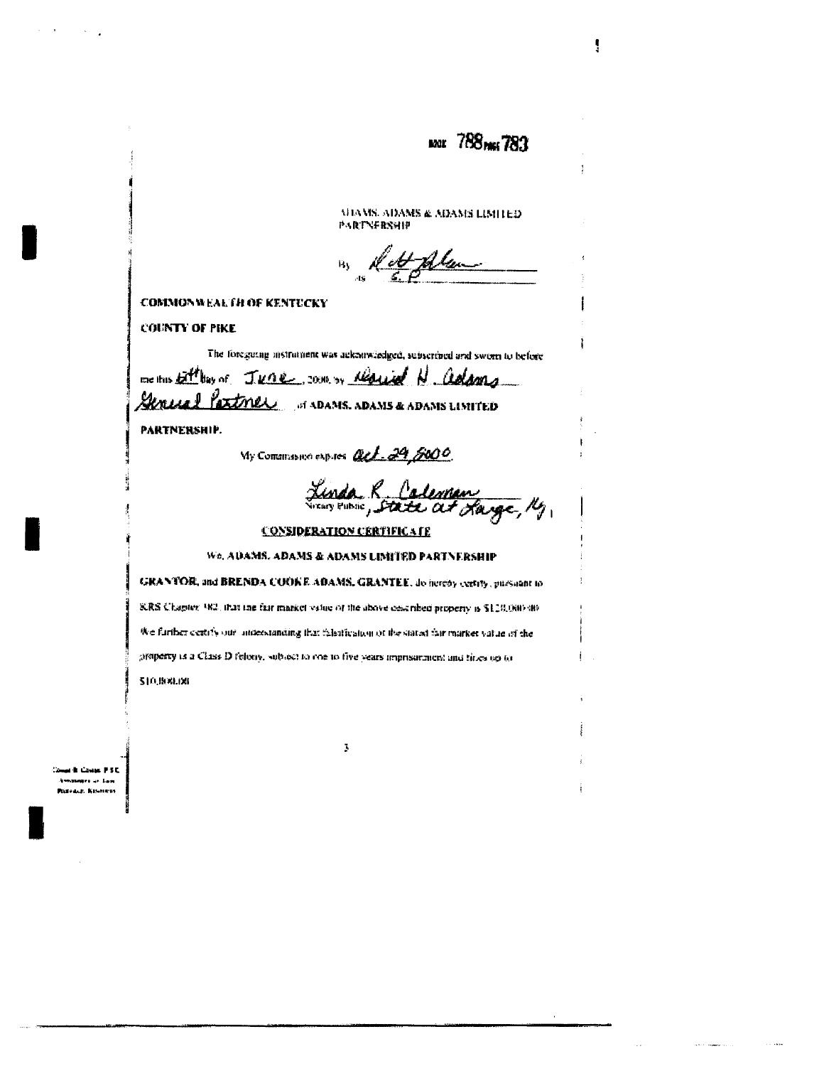BOOK 788 PAGE 783

ADAMS, ADAMS & ADAMS LIMITED PARTNERSHIP

By _[signature]_
its G.P.

**COMMONWEALTH OF KENTUCKY**

**COUNTY OF PIKE**

The foregoing instrument was acknowledged, subscribed and sworn to before me this 6th day of June, 2000, by David H. Adams General Partner of **ADAMS, ADAMS & ADAMS LIMITED PARTNERSHIP.**

My Commission expires Oct. 29, 2000

Linda R. Coleman
Notary Public, State at Large, Ky.

**CONSIDERATION CERTIFICATE**

We, **ADAMS, ADAMS & ADAMS LIMITED PARTNERSHIP GRANTOR,** and **BRENDA COOKE ADAMS, GRANTEE,** do hereby certify, pursuant to KRS Chapter 382, that the fair market value of the above described property is $120,000.00. We further certify our understanding that falsification of the stated fair market value of the property is a Class D felony, subject to one to five years imprisonment and fines up to $10,000.00.

Combs & Combs, P.S.C.
Attorneys at Law
Pikeville, Kentucky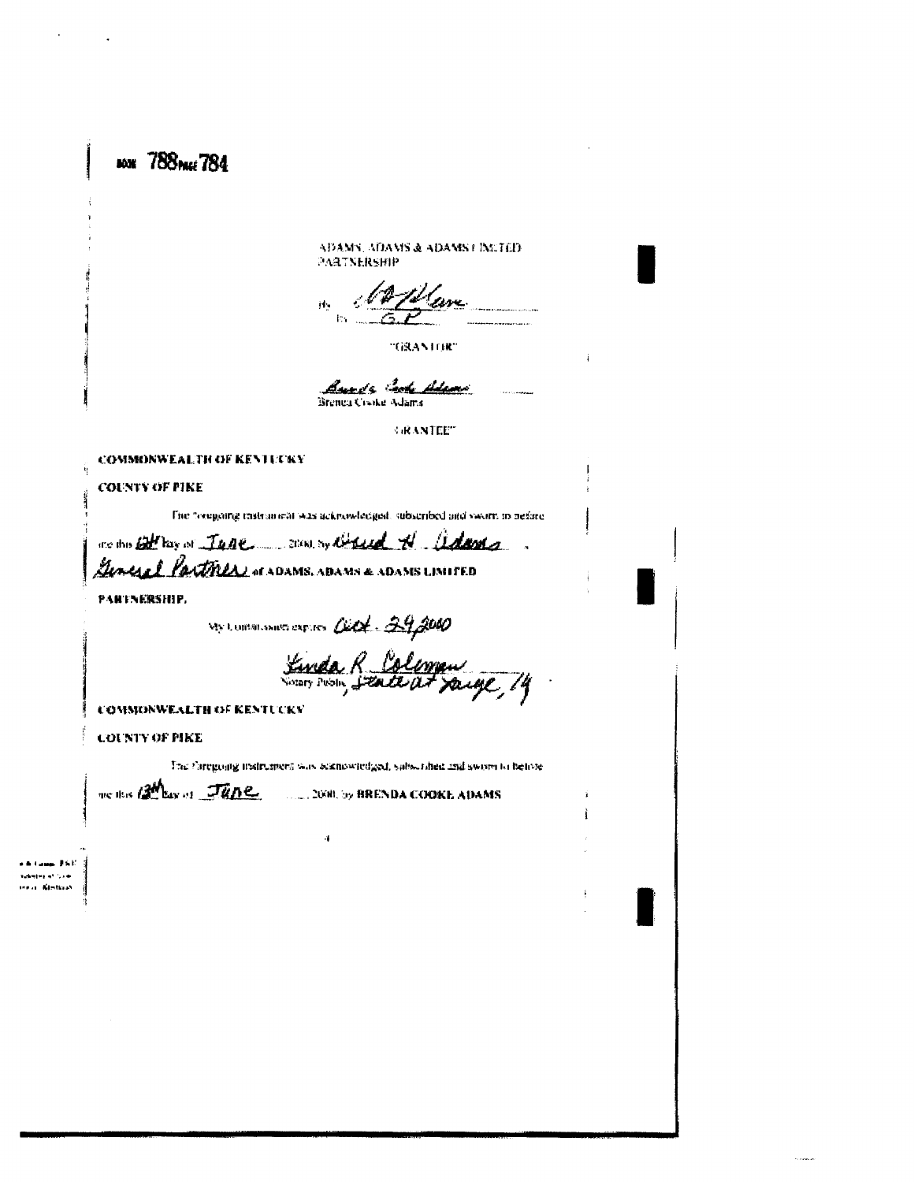BOOK 788 PAGE 784

ADAMS, ADAMS & ADAMS LIMITED PARTNERSHIP

By: _[signature]_
Its: G.P.

"GRANTOR"

_[signature: Brenda Cooke Adams]_
Brenda Cooke Adams

"GRANTEE"

**COMMONWEALTH OF KENTUCKY**

**COUNTY OF PIKE**

The foregoing instrument was acknowledged, subscribed and sworn to before me this _6th_ day of _June_, 2000, by _David H. Adams_, _General Partner_ of **ADAMS, ADAMS & ADAMS LIMITED PARTNERSHIP.**

My Commission expires _Oct. 29, 2000_

_Linda R. Coleman_
Notary Public, _State at Large, Ky_

**COMMONWEALTH OF KENTUCKY**

**COUNTY OF PIKE**

The foregoing instrument was acknowledged, subscribed and sworn to before me this _13th_ day of _June_, 2000, by **BRENDA COOKE ADAMS**

4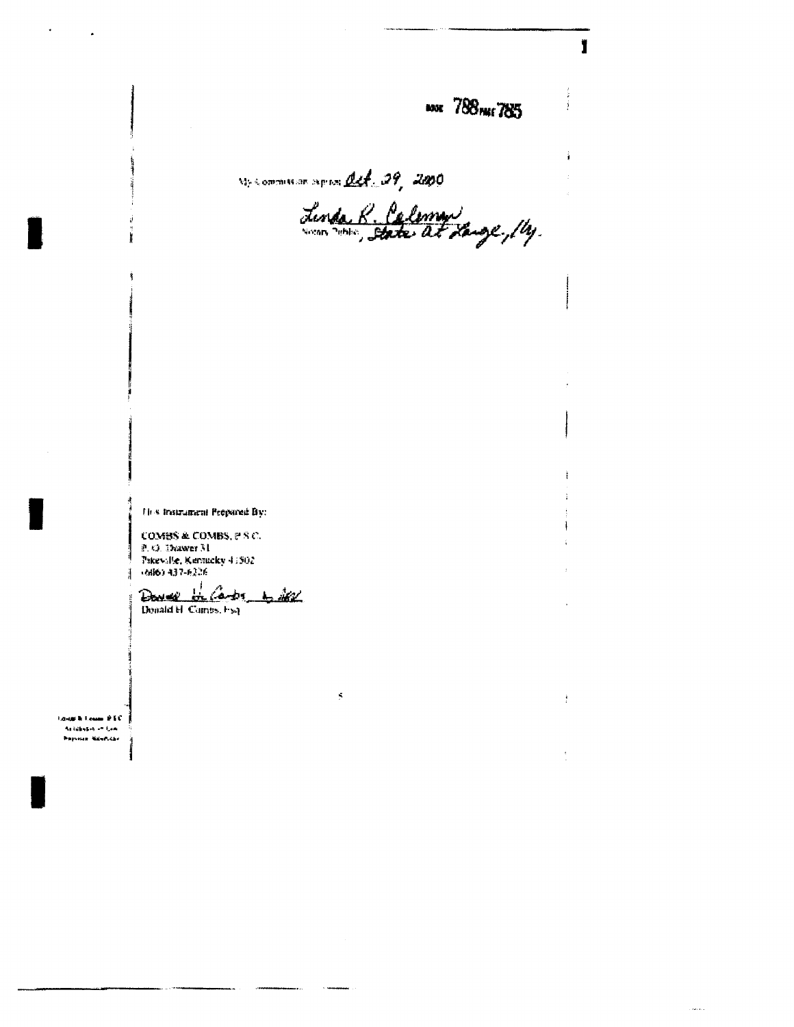BOOK 788 PAGE 785

My Commission expires Oct. 29, 2000

Linda R. Coleman
Notary Public, State at Large, Ky.

This Instrument Prepared By:

COMBS & COMBS, P.S.C.
P. O. Drawer 31
Pikeville, Kentucky 41502
(606) 437-6226

Donald H. Combs
Donald H. Combs, Esq.

Combs & Combs, P.S.C.
Attorneys at Law
Pikeville, Kentucky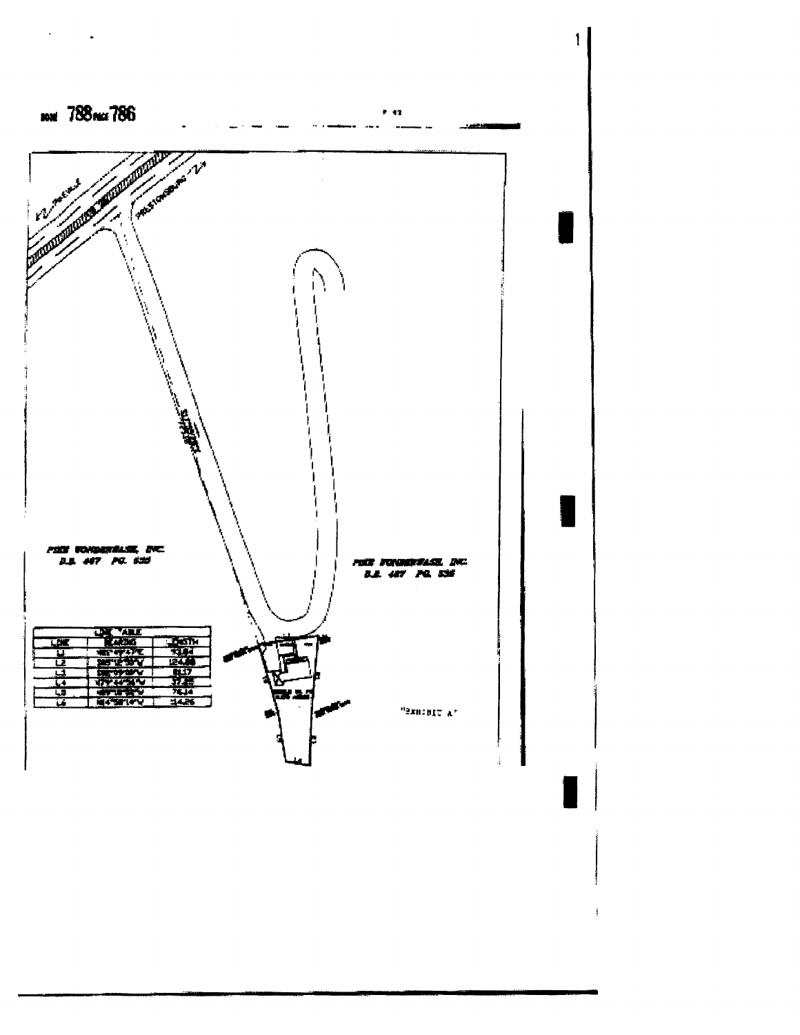BOOK 788 PAGE 786

PIKE WONDERWASH, INC.
D.B. 487 PG. 535

PIKE WONDERWASH, INC.
D.B. 487 PG. 536

| LINE TABLE | | |
|---|---|---|
| LINE | BEARING | LENGTH |
| L1 | N81°49'47"E | 73.84 |
| L2 | S06°12'59"W | 124.88 |
| L3 | S86°49'08"W | 81.17 |
| L4 | N79°44'54"W | 37.28 |
| L5 | N89°18'52"W | 76.14 |
| L6 | N14°58'14"W | 14.26 |

"EXHIBIT A"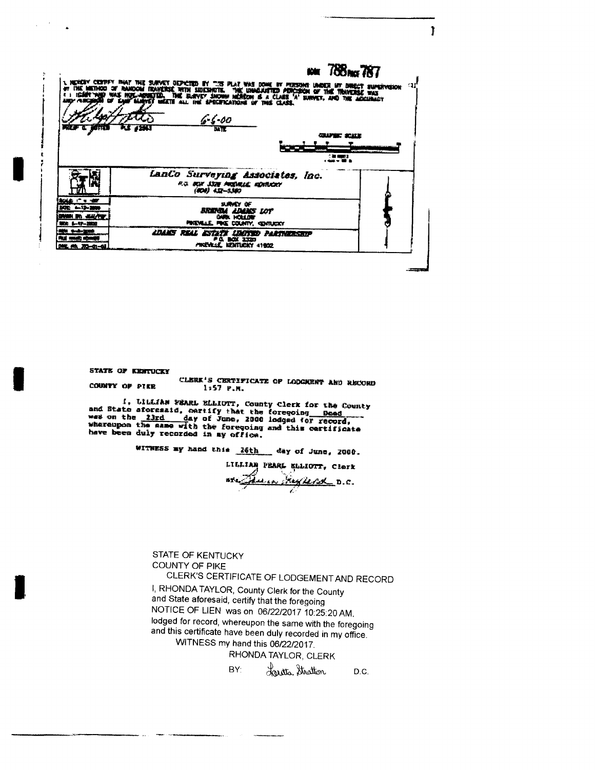BOOK 788 PAGE 787

I HEREBY CERTIFY THAT THE SURVEY DEPICTED BY THIS PLAT WAS DONE BY PERSONS UNDER MY DIRECT SUPERVISION BY THE METHOD OF RANDOM TRAVERSE WITH SIDESHOTS. THE UNADJUSTED PRECISION OF THE TRAVERSE WAS 1: 10,000 AND WAS NOT ADJUSTED. THE SURVEY SHOWN HEREON IS A CLASS 'A' SURVEY, AND THE ACCURACY AND PRECISION OF SAID SURVEY MEETS ALL THE SPECIFICATIONS OF THIS CLASS.

6-6-00

PHILIP G. POTTER PLS #2963 DATE

GRAPHIC SCALE

**LanCo Surveying Associates, Inc.**

P.O. BOX 2330 PIKEVILLE, KENTUCKY

(606) 432-5380

SURVEY OF

BRENDA ADAMS LOT

CARR HOLLOW

PIKEVILLE, PIKE COUNTY, KENTUCKY

ADAMS REAL ESTATE LIMITED PARTNERSHIP

P.O. BOX 2320

PIKEVILLE, KENTUCKY 41502

SCALE: 1" = 100'

DATE: 6-13-2000

DRAWN BY: JEA/PGP

REV: 6-17-2000

---

STATE OF KENTUCKY

COUNTY OF PIKE

CLERK'S CERTIFICATE OF LODGMENT AND RECORD

1:57 P.M.

I, LILLIAN PEARL ELLIOTT, County Clerk for the County and State aforesaid, certify that the foregoing Deed was on the 23rd day of June, 2000 lodged for record, whereupon the same with the foregoing and this certificate have been duly recorded in my office.

WITNESS my hand this 26th day of June, 2000.

LILLIAN PEARL ELLIOTT, Clerk

BY: [signature] D.C.

---

STATE OF KENTUCKY

COUNTY OF PIKE

CLERK'S CERTIFICATE OF LODGEMENT AND RECORD

I, RHONDA TAYLOR, County Clerk for the County and State aforesaid, certify that the foregoing NOTICE OF LIEN was on 06/22/2017 10:25:20 AM. lodged for record, whereupon the same with the foregoing and this certificate have been duly recorded in my office.

WITNESS my hand this 06/22/2017.

RHONDA TAYLOR, CLERK

BY: Loretta Stratton D.C.